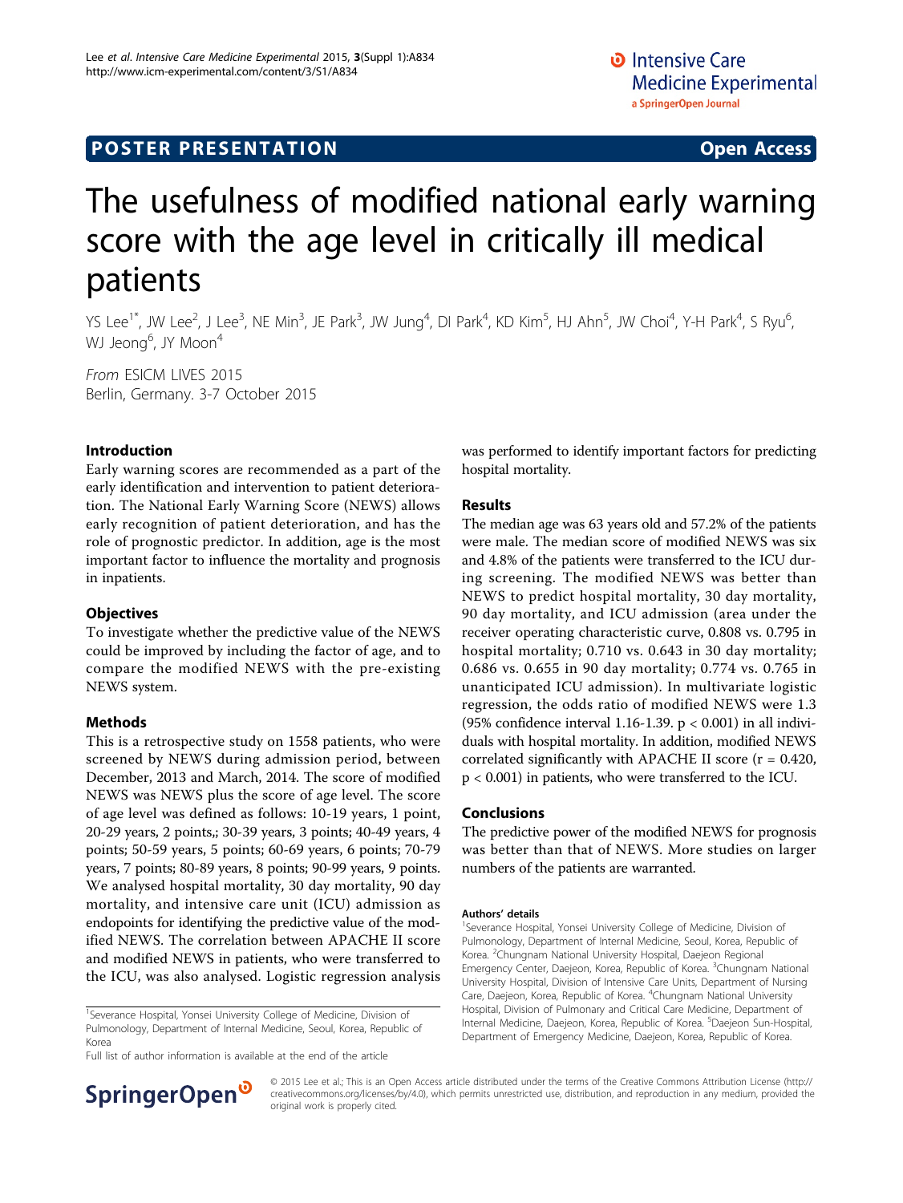POSTER PRESENTATION | Open Access

# The usefulness of modified national early warning score with the age level in critically ill medical patients

YS Lee[1*], JW Lee[2], J Lee[3], NE Min[3], JE Park[3], JW Jung[4], DI Park[4], KD Kim[5], HJ Ahn[5], JW Choi[4], Y-H Park[4], S Ryu[6], WJ Jeong[6], JY Moon[4]

*From* ESICM LIVES 2015
Berlin, Germany. 3-7 October 2015

## Introduction

Early warning scores are recommended as a part of the early identification and intervention to patient deterioration. The National Early Warning Score (NEWS) allows early recognition of patient deterioration, and has the role of prognostic predictor. In addition, age is the most important factor to influence the mortality and prognosis in inpatients.

## Objectives

To investigate whether the predictive value of the NEWS could be improved by including the factor of age, and to compare the modified NEWS with the pre-existing NEWS system.

## Methods

This is a retrospective study on 1558 patients, who were screened by NEWS during admission period, between December, 2013 and March, 2014. The score of modified NEWS was NEWS plus the score of age level. The score of age level was defined as follows: 10-19 years, 1 point, 20-29 years, 2 points,; 30-39 years, 3 points; 40-49 years, 4 points; 50-59 years, 5 points; 60-69 years, 6 points; 70-79 years, 7 points; 80-89 years, 8 points; 90-99 years, 9 points. We analysed hospital mortality, 30 day mortality, 90 day mortality, and intensive care unit (ICU) admission as endopoints for identifying the predictive value of the modified NEWS. The correlation between APACHE II score and modified NEWS in patients, who were transferred to the ICU, was also analysed. Logistic regression analysis was performed to identify important factors for predicting hospital mortality.

## Results

The median age was 63 years old and 57.2% of the patients were male. The median score of modified NEWS was six and 4.8% of the patients were transferred to the ICU during screening. The modified NEWS was better than NEWS to predict hospital mortality, 30 day mortality, 90 day mortality, and ICU admission (area under the receiver operating characteristic curve, 0.808 vs. 0.795 in hospital mortality; 0.710 vs. 0.643 in 30 day mortality; 0.686 vs. 0.655 in 90 day mortality; 0.774 vs. 0.765 in unanticipated ICU admission). In multivariate logistic regression, the odds ratio of modified NEWS were 1.3 (95% confidence interval 1.16-1.39. $p < 0.001$) in all individuals with hospital mortality. In addition, modified NEWS correlated significantly with APACHE II score ($r = 0.420$, $p < 0.001$) in patients, who were transferred to the ICU.

## Conclusions

The predictive power of the modified NEWS for prognosis was better than that of NEWS. More studies on larger numbers of the patients are warranted.

#### Authors' details

[1]Severance Hospital, Yonsei University College of Medicine, Division of Pulmonology, Department of Internal Medicine, Seoul, Korea, Republic of Korea. [2]Chungnam National University Hospital, Daejeon Regional Emergency Center, Daejeon, Korea, Republic of Korea. [3]Chungnam National University Hospital, Division of Intensive Care Units, Department of Nursing Care, Daejeon, Korea, Republic of Korea. [4]Chungnam National University Hospital, Division of Pulmonary and Critical Care Medicine, Department of Internal Medicine, Daejeon, Korea, Republic of Korea. [5]Daejeon Sun-Hospital, Department of Emergency Medicine, Daejeon, Korea, Republic of Korea.

[1]Severance Hospital, Yonsei University College of Medicine, Division of Pulmonology, Department of Internal Medicine, Seoul, Korea, Republic of Korea

Full list of author information is available at the end of the article

© 2015 Lee et al.; This is an Open Access article distributed under the terms of the Creative Commons Attribution License (http://creativecommons.org/licenses/by/4.0), which permits unrestricted use, distribution, and reproduction in any medium, provided the original work is properly cited.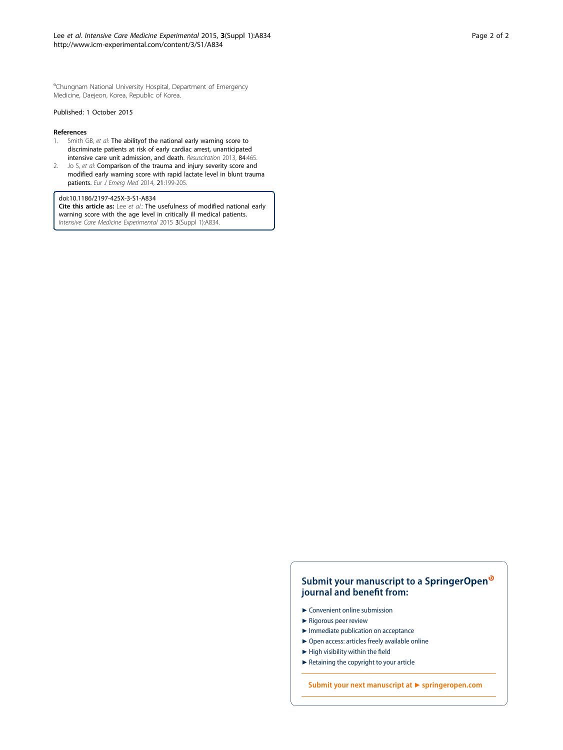[6]Chungnam National University Hospital, Department of Emergency Medicine, Daejeon, Korea, Republic of Korea.

Published: 1 October 2015

**References**

1. Smith GB, *et al*: **The abilityof the national early warning score to discriminate patients at risk of early cardiac arrest, unanticipated intensive care unit admission, and death.** *Resuscitation* 2013, **84**:465.
2. Jo S, *et al*: **Comparison of the trauma and injury severity score and modified early warning score with rapid lactate level in blunt trauma patients.** *Eur J Emerg Med* 2014, **21**:199-205.

doi:10.1186/2197-425X-3-S1-A834
**Cite this article as:** Lee *et al.*: The usefulness of modified national early warning score with the age level in critically ill medical patients. *Intensive Care Medicine Experimental* 2015 **3**(Suppl 1):A834.

**Submit your manuscript to a SpringerOpen journal and benefit from:**

- ► Convenient online submission
- ► Rigorous peer review
- ► Immediate publication on acceptance
- ► Open access: articles freely available online
- ► High visibility within the field
- ► Retaining the copyright to your article

**Submit your next manuscript at ► springeropen.com**